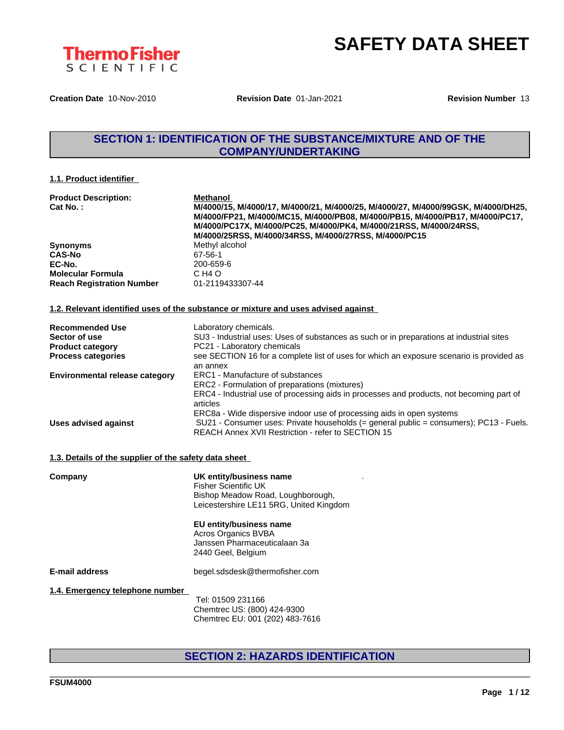ThermoFisher SCIENTIFIC

# SAFETY DATA SHEET

**Creation Date** 10-Nov-2010 **Revision Date** 01-Jan-2021 **Revision Number** 13

## SECTION 1: IDENTIFICATION OF THE SUBSTANCE/MIXTURE AND OF THE COMPANY/UNDERTAKING

### 1.1. Product identifier

| | |
|---|---|
| **Product Description:** | **Methanol** |
| **Cat No. :** | **M/4000/15, M/4000/17, M/4000/21, M/4000/25, M/4000/27, M/4000/99GSK, M/4000/DH25, M/4000/FP21, M/4000/MC15, M/4000/PB08, M/4000/PB15, M/4000/PB17, M/4000/PC17, M/4000/PC17X, M/4000/PC25, M/4000/PK4, M/4000/21RSS, M/4000/24RSS, M/4000/25RSS, M/4000/34RSS, M/4000/27RSS, M/4000/PC15** |
| **Synonyms** | Methyl alcohol |
| **CAS-No** | 67-56-1 |
| **EC-No.** | 200-659-6 |
| **Molecular Formula** | C H4 O |
| **Reach Registration Number** | 01-2119433307-44 |

### 1.2. Relevant identified uses of the substance or mixture and uses advised against

| | |
|---|---|
| **Recommended Use** | Laboratory chemicals. |
| **Sector of use** | SU3 - Industrial uses: Uses of substances as such or in preparations at industrial sites |
| **Product category** | PC21 - Laboratory chemicals |
| **Process categories** | see SECTION 16 for a complete list of uses for which an exposure scenario is provided as an annex |
| **Environmental release category** | ERC1 - Manufacture of substances<br>ERC2 - Formulation of preparations (mixtures)<br>ERC4 - Industrial use of processing aids in processes and products, not becoming part of articles<br>ERC8a - Wide dispersive indoor use of processing aids in open systems |
| **Uses advised against** | SU21 - Consumer uses: Private households (= general public = consumers); PC13 - Fuels. REACH Annex XVII Restriction - refer to SECTION 15 |

### 1.3. Details of the supplier of the safety data sheet

**Company**

**UK entity/business name**
Fisher Scientific UK
Bishop Meadow Road, Loughborough,
Leicestershire LE11 5RG, United Kingdom

**EU entity/business name**
Acros Organics BVBA
Janssen Pharmaceuticalaan 3a
2440 Geel, Belgium

**E-mail address** begel.sdsdesk@thermofisher.com

### 1.4. Emergency telephone number

Tel: 01509 231166
Chemtrec US: (800) 424-9300
Chemtrec EU: 001 (202) 483-7616

## SECTION 2: HAZARDS IDENTIFICATION

FSUM4000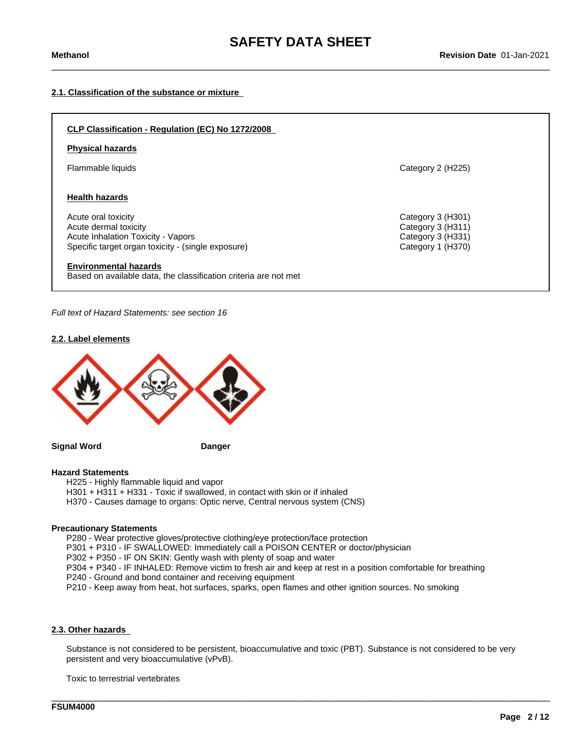### 2.1. Classification of the substance or mixture

**CLP Classification - Regulation (EC) No 1272/2008**

**Physical hazards**

| | |
|---|---|
| Flammable liquids | Category 2 (H225) |

**Health hazards**

| | |
|---|---|
| Acute oral toxicity | Category 3 (H301) |
| Acute dermal toxicity | Category 3 (H311) |
| Acute Inhalation Toxicity - Vapors | Category 3 (H331) |
| Specific target organ toxicity - (single exposure) | Category 1 (H370) |

**Environmental hazards**

Based on available data, the classification criteria are not met

*Full text of Hazard Statements: see section 16*

### 2.2. Label elements

**Signal Word** **Danger**

**Hazard Statements**

H225 - Highly flammable liquid and vapor
H301 + H311 + H331 - Toxic if swallowed, in contact with skin or if inhaled
H370 - Causes damage to organs: Optic nerve, Central nervous system (CNS)

**Precautionary Statements**

P280 - Wear protective gloves/protective clothing/eye protection/face protection
P301 + P310 - IF SWALLOWED: Immediately call a POISON CENTER or doctor/physician
P302 + P350 - IF ON SKIN: Gently wash with plenty of soap and water
P304 + P340 - IF INHALED: Remove victim to fresh air and keep at rest in a position comfortable for breathing
P240 - Ground and bond container and receiving equipment
P210 - Keep away from heat, hot surfaces, sparks, open flames and other ignition sources. No smoking

### 2.3. Other hazards

Substance is not considered to be persistent, bioaccumulative and toxic (PBT). Substance is not considered to be very persistent and very bioaccumulative (vPvB).

Toxic to terrestrial vertebrates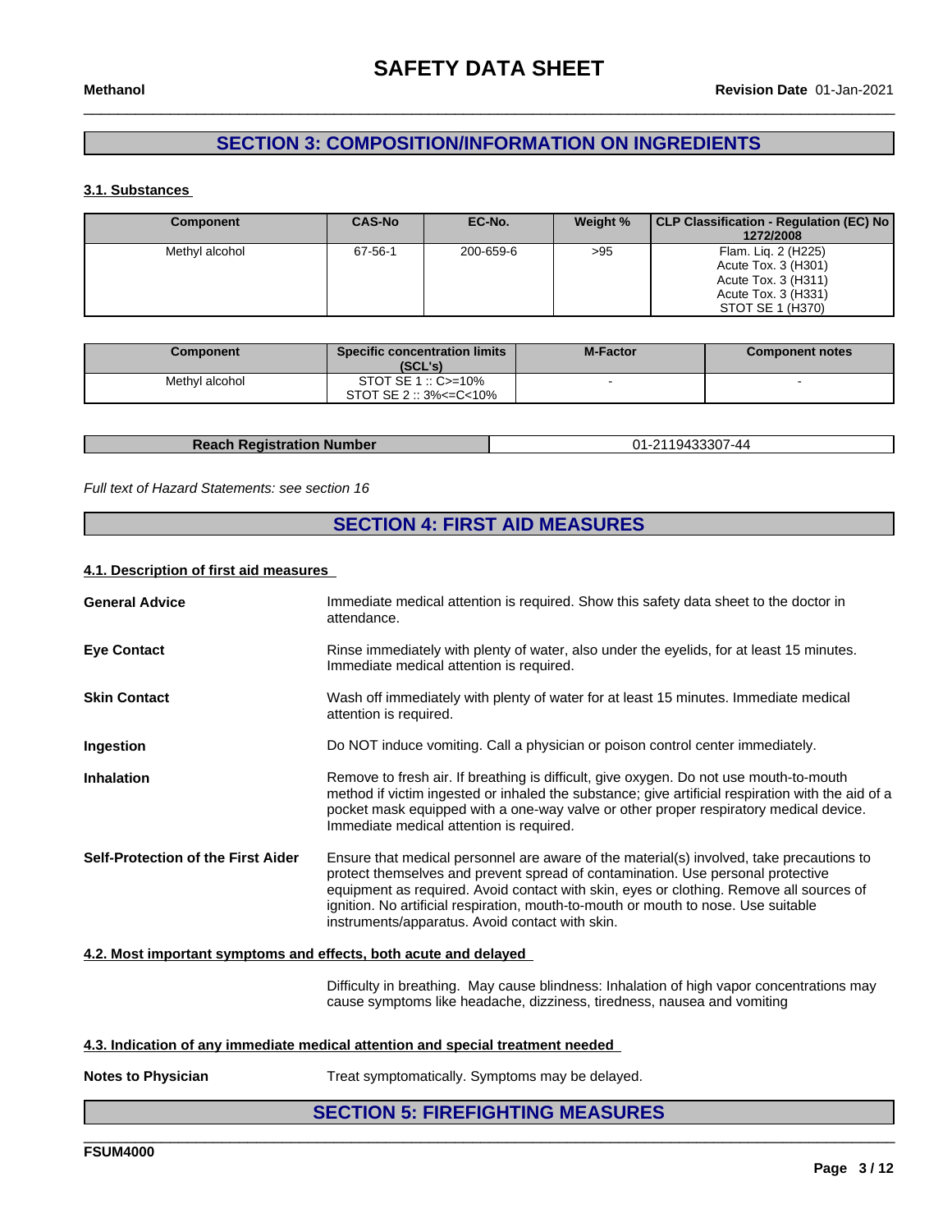## SECTION 3: COMPOSITION/INFORMATION ON INGREDIENTS

### 3.1. Substances

| Component | CAS-No | EC-No. | Weight % | CLP Classification - Regulation (EC) No 1272/2008 |
|---|---|---|---|---|
| Methyl alcohol | 67-56-1 | 200-659-6 | >95 | Flam. Liq. 2 (H225)<br>Acute Tox. 3 (H301)<br>Acute Tox. 3 (H311)<br>Acute Tox. 3 (H331)<br>STOT SE 1 (H370) |

| Component | Specific concentration limits (SCL's) | M-Factor | Component notes |
|---|---|---|---|
| Methyl alcohol | STOT SE 1 :: C>=10%<br>STOT SE 2 :: 3%<=C<10% | - | - |

| Reach Registration Number | 01-2119433307-44 |
|---|---|

*Full text of Hazard Statements: see section 16*

## SECTION 4: FIRST AID MEASURES

### 4.1. Description of first aid measures

**General Advice**
Immediate medical attention is required. Show this safety data sheet to the doctor in attendance.

**Eye Contact**
Rinse immediately with plenty of water, also under the eyelids, for at least 15 minutes. Immediate medical attention is required.

**Skin Contact**
Wash off immediately with plenty of water for at least 15 minutes. Immediate medical attention is required.

**Ingestion**
Do NOT induce vomiting. Call a physician or poison control center immediately.

**Inhalation**
Remove to fresh air. If breathing is difficult, give oxygen. Do not use mouth-to-mouth method if victim ingested or inhaled the substance; give artificial respiration with the aid of a pocket mask equipped with a one-way valve or other proper respiratory medical device. Immediate medical attention is required.

**Self-Protection of the First Aider**
Ensure that medical personnel are aware of the material(s) involved, take precautions to protect themselves and prevent spread of contamination. Use personal protective equipment as required. Avoid contact with skin, eyes or clothing. Remove all sources of ignition. No artificial respiration, mouth-to-mouth or mouth to nose. Use suitable instruments/apparatus. Avoid contact with skin.

### 4.2. Most important symptoms and effects, both acute and delayed

Difficulty in breathing. May cause blindness: Inhalation of high vapor concentrations may cause symptoms like headache, dizziness, tiredness, nausea and vomiting

### 4.3. Indication of any immediate medical attention and special treatment needed

**Notes to Physician**
Treat symptomatically. Symptoms may be delayed.

## SECTION 5: FIREFIGHTING MEASURES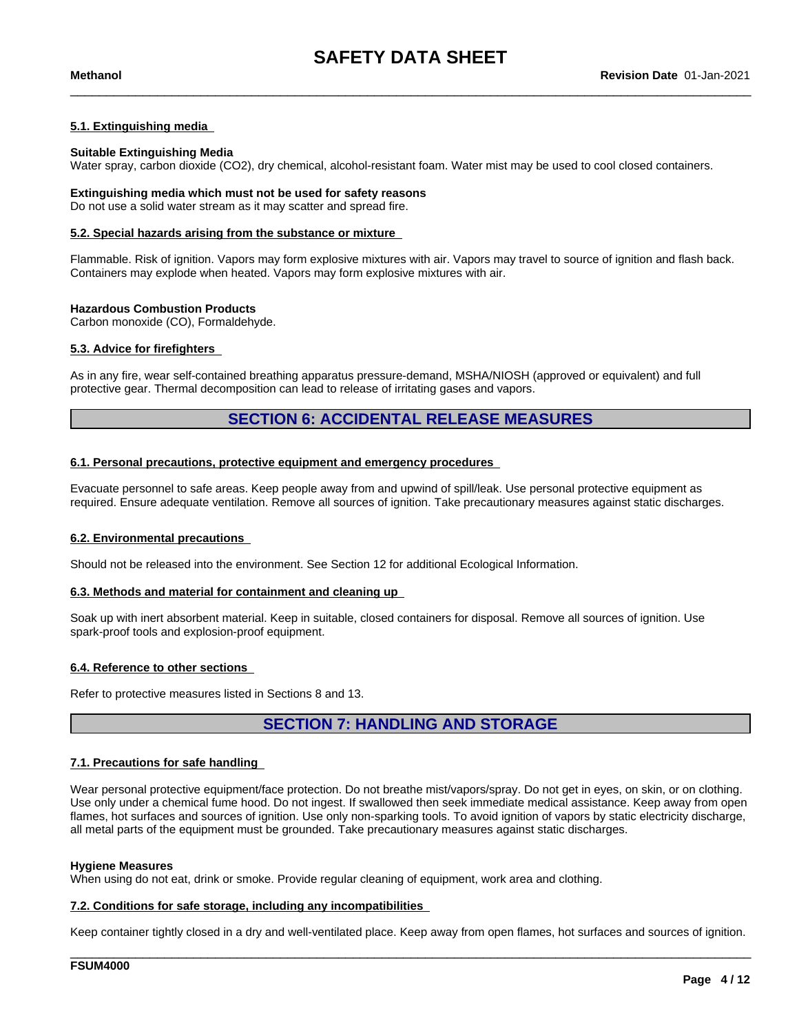#### 5.1. Extinguishing media

**Suitable Extinguishing Media**
Water spray, carbon dioxide ($CO_2$), dry chemical, alcohol-resistant foam. Water mist may be used to cool closed containers.

**Extinguishing media which must not be used for safety reasons**
Do not use a solid water stream as it may scatter and spread fire.

#### 5.2. Special hazards arising from the substance or mixture

Flammable. Risk of ignition. Vapors may form explosive mixtures with air. Vapors may travel to source of ignition and flash back. Containers may explode when heated. Vapors may form explosive mixtures with air.

**Hazardous Combustion Products**
Carbon monoxide (CO), Formaldehyde.

#### 5.3. Advice for firefighters

As in any fire, wear self-contained breathing apparatus pressure-demand, MSHA/NIOSH (approved or equivalent) and full protective gear. Thermal decomposition can lead to release of irritating gases and vapors.

## SECTION 6: ACCIDENTAL RELEASE MEASURES

#### 6.1. Personal precautions, protective equipment and emergency procedures

Evacuate personnel to safe areas. Keep people away from and upwind of spill/leak. Use personal protective equipment as required. Ensure adequate ventilation. Remove all sources of ignition. Take precautionary measures against static discharges.

#### 6.2. Environmental precautions

Should not be released into the environment. See Section 12 for additional Ecological Information.

#### 6.3. Methods and material for containment and cleaning up

Soak up with inert absorbent material. Keep in suitable, closed containers for disposal. Remove all sources of ignition. Use spark-proof tools and explosion-proof equipment.

#### 6.4. Reference to other sections

Refer to protective measures listed in Sections 8 and 13.

## SECTION 7: HANDLING AND STORAGE

#### 7.1. Precautions for safe handling

Wear personal protective equipment/face protection. Do not breathe mist/vapors/spray. Do not get in eyes, on skin, or on clothing. Use only under a chemical fume hood. Do not ingest. If swallowed then seek immediate medical assistance. Keep away from open flames, hot surfaces and sources of ignition. Use only non-sparking tools. To avoid ignition of vapors by static electricity discharge, all metal parts of the equipment must be grounded. Take precautionary measures against static discharges.

**Hygiene Measures**
When using do not eat, drink or smoke. Provide regular cleaning of equipment, work area and clothing.

#### 7.2. Conditions for safe storage, including any incompatibilities

Keep container tightly closed in a dry and well-ventilated place. Keep away from open flames, hot surfaces and sources of ignition.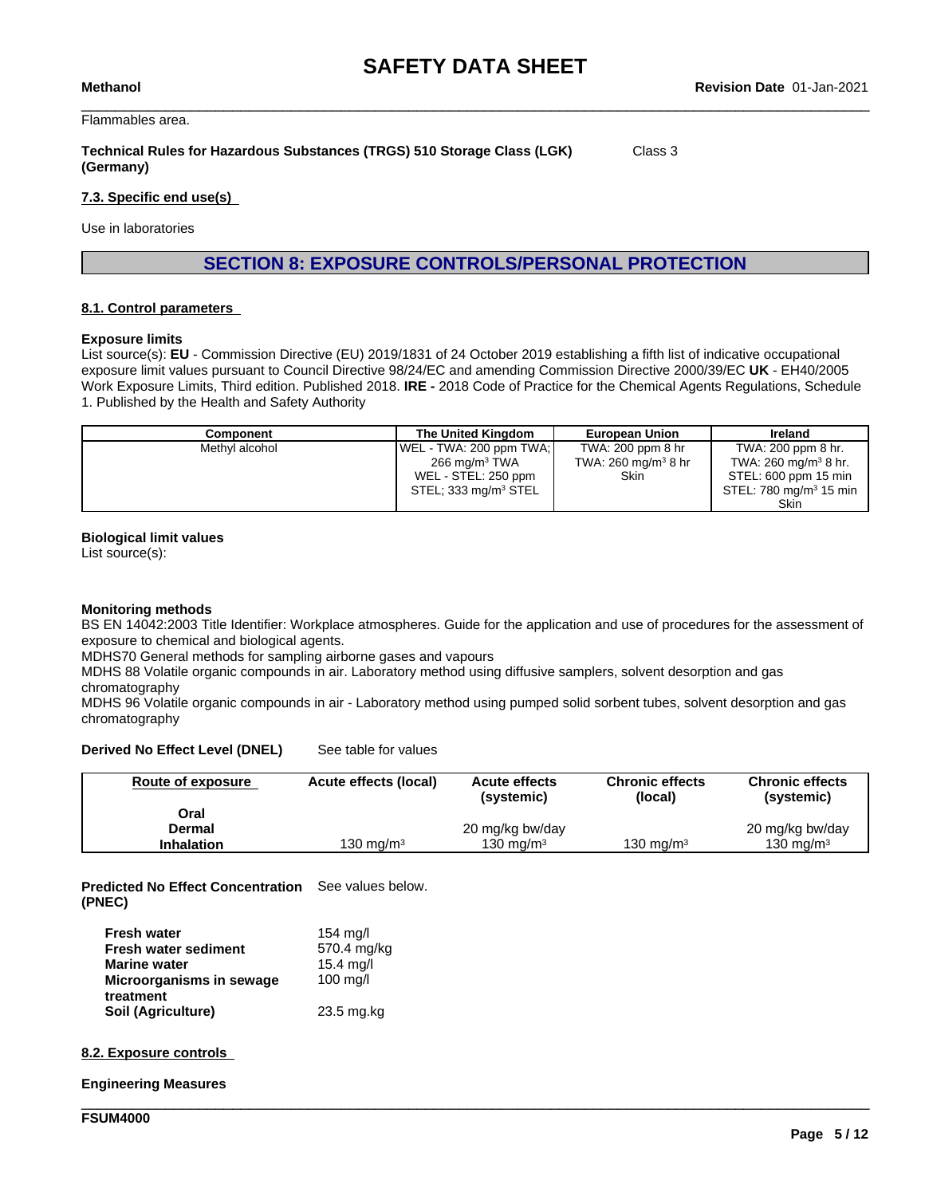Flammables area.

**Technical Rules for Hazardous Substances (TRGS) 510 Storage Class (LGK) (Germany)** Class 3

**7.3. Specific end use(s)**

Use in laboratories

## SECTION 8: EXPOSURE CONTROLS/PERSONAL PROTECTION

**8.1. Control parameters**

**Exposure limits**

List source(s): **EU** - Commission Directive (EU) 2019/1831 of 24 October 2019 establishing a fifth list of indicative occupational exposure limit values pursuant to Council Directive 98/24/EC and amending Commission Directive 2000/39/EC **UK** - EH40/2005 Work Exposure Limits, Third edition. Published 2018. **IRE -** 2018 Code of Practice for the Chemical Agents Regulations, Schedule 1. Published by the Health and Safety Authority

| Component | The United Kingdom | European Union | Ireland |
|---|---|---|---|
| Methyl alcohol | WEL - TWA: 200 ppm TWA; 266 mg/m³ TWA WEL - STEL: 250 ppm STEL; 333 mg/m³ STEL | TWA: 200 ppm 8 hr TWA: 260 mg/m³ 8 hr Skin | TWA: 200 ppm 8 hr. TWA: 260 mg/m³ 8 hr. STEL: 600 ppm 15 min STEL: 780 mg/m³ 15 min Skin |

**Biological limit values**

List source(s):

**Monitoring methods**

BS EN 14042:2003 Title Identifier: Workplace atmospheres. Guide for the application and use of procedures for the assessment of exposure to chemical and biological agents.

MDHS70 General methods for sampling airborne gases and vapours

MDHS 88 Volatile organic compounds in air. Laboratory method using diffusive samplers, solvent desorption and gas chromatography

MDHS 96 Volatile organic compounds in air - Laboratory method using pumped solid sorbent tubes, solvent desorption and gas chromatography

**Derived No Effect Level (DNEL)** See table for values

| Route of exposure | Acute effects (local) | Acute effects (systemic) | Chronic effects (local) | Chronic effects (systemic) |
|---|---|---|---|---|
| **Oral** | | | | |
| **Dermal** | | 20 mg/kg bw/day | | 20 mg/kg bw/day |
| **Inhalation** | 130 mg/m³ | 130 mg/m³ | 130 mg/m³ | 130 mg/m³ |

**Predicted No Effect Concentration (PNEC)** See values below.

| | |
|---|---|
| **Fresh water** | 154 mg/l |
| **Fresh water sediment** | 570.4 mg/kg |
| **Marine water** | 15.4 mg/l |
| **Microorganisms in sewage treatment** | 100 mg/l |
| **Soil (Agriculture)** | 23.5 mg.kg |

**8.2. Exposure controls**

**Engineering Measures**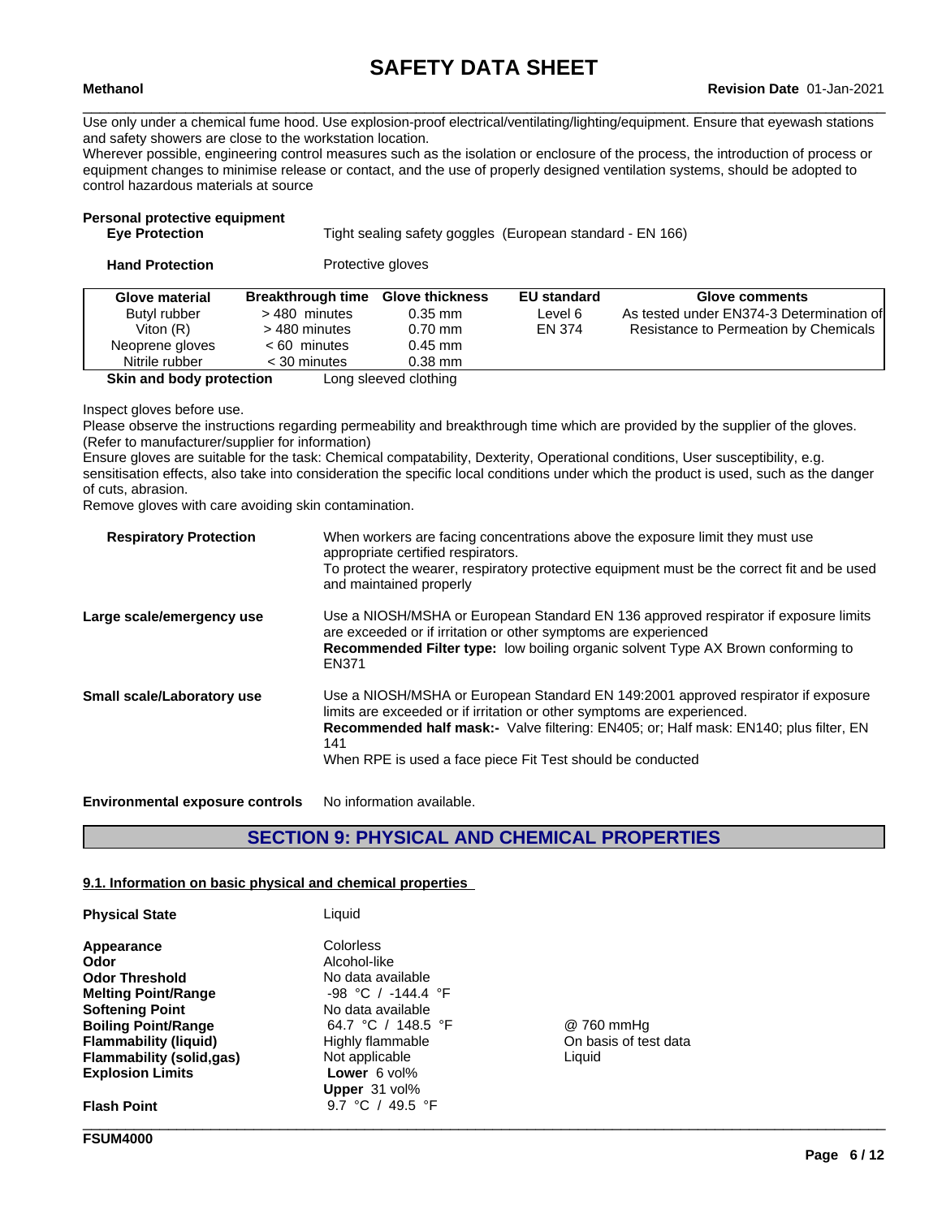Use only under a chemical fume hood. Use explosion-proof electrical/ventilating/lighting/equipment. Ensure that eyewash stations and safety showers are close to the workstation location.
Wherever possible, engineering control measures such as the isolation or enclosure of the process, the introduction of process or equipment changes to minimise release or contact, and the use of properly designed ventilation systems, should be adopted to control hazardous materials at source

**Personal protective equipment**

**Eye Protection** Tight sealing safety goggles (European standard - EN 166)

**Hand Protection** Protective gloves

| Glove material | Breakthrough time | Glove thickness | EU standard | Glove comments |
|---|---|---|---|---|
| Butyl rubber | > 480 minutes | 0.35 mm | Level 6 | As tested under EN374-3 Determination of |
| Viton (R) | > 480 minutes | 0.70 mm | EN 374 | Resistance to Permeation by Chemicals |
| Neoprene gloves | < 60 minutes | 0.45 mm | | |
| Nitrile rubber | < 30 minutes | 0.38 mm | | |

**Skin and body protection** Long sleeved clothing

Inspect gloves before use.
Please observe the instructions regarding permeability and breakthrough time which are provided by the supplier of the gloves. (Refer to manufacturer/supplier for information)
Ensure gloves are suitable for the task: Chemical compatability, Dexterity, Operational conditions, User susceptibility, e.g. sensitisation effects, also take into consideration the specific local conditions under which the product is used, such as the danger of cuts, abrasion.
Remove gloves with care avoiding skin contamination.

**Respiratory Protection** When workers are facing concentrations above the exposure limit they must use appropriate certified respirators.
To protect the wearer, respiratory protective equipment must be the correct fit and be used and maintained properly

**Large scale/emergency use** Use a NIOSH/MSHA or European Standard EN 136 approved respirator if exposure limits are exceeded or if irritation or other symptoms are experienced
**Recommended Filter type:** low boiling organic solvent Type AX Brown conforming to EN371

**Small scale/Laboratory use** Use a NIOSH/MSHA or European Standard EN 149:2001 approved respirator if exposure limits are exceeded or if irritation or other symptoms are experienced.
**Recommended half mask:-** Valve filtering: EN405; or; Half mask: EN140; plus filter, EN 141
When RPE is used a face piece Fit Test should be conducted

**Environmental exposure controls** No information available.

## SECTION 9: PHYSICAL AND CHEMICAL PROPERTIES

### 9.1. Information on basic physical and chemical properties

| | | |
|---|---|---|
| **Physical State** | Liquid | |
| **Appearance** | Colorless | |
| **Odor** | Alcohol-like | |
| **Odor Threshold** | No data available | |
| **Melting Point/Range** | -98 °C / -144.4 °F | |
| **Softening Point** | No data available | |
| **Boiling Point/Range** | 64.7 °C / 148.5 °F | @ 760 mmHg |
| **Flammability (liquid)** | Highly flammable | On basis of test data |
| **Flammability (solid,gas)** | Not applicable | Liquid |
| **Explosion Limits** | **Lower** 6 vol% | |
| | **Upper** 31 vol% | |
| **Flash Point** | 9.7 °C / 49.5 °F | |

FSUM4000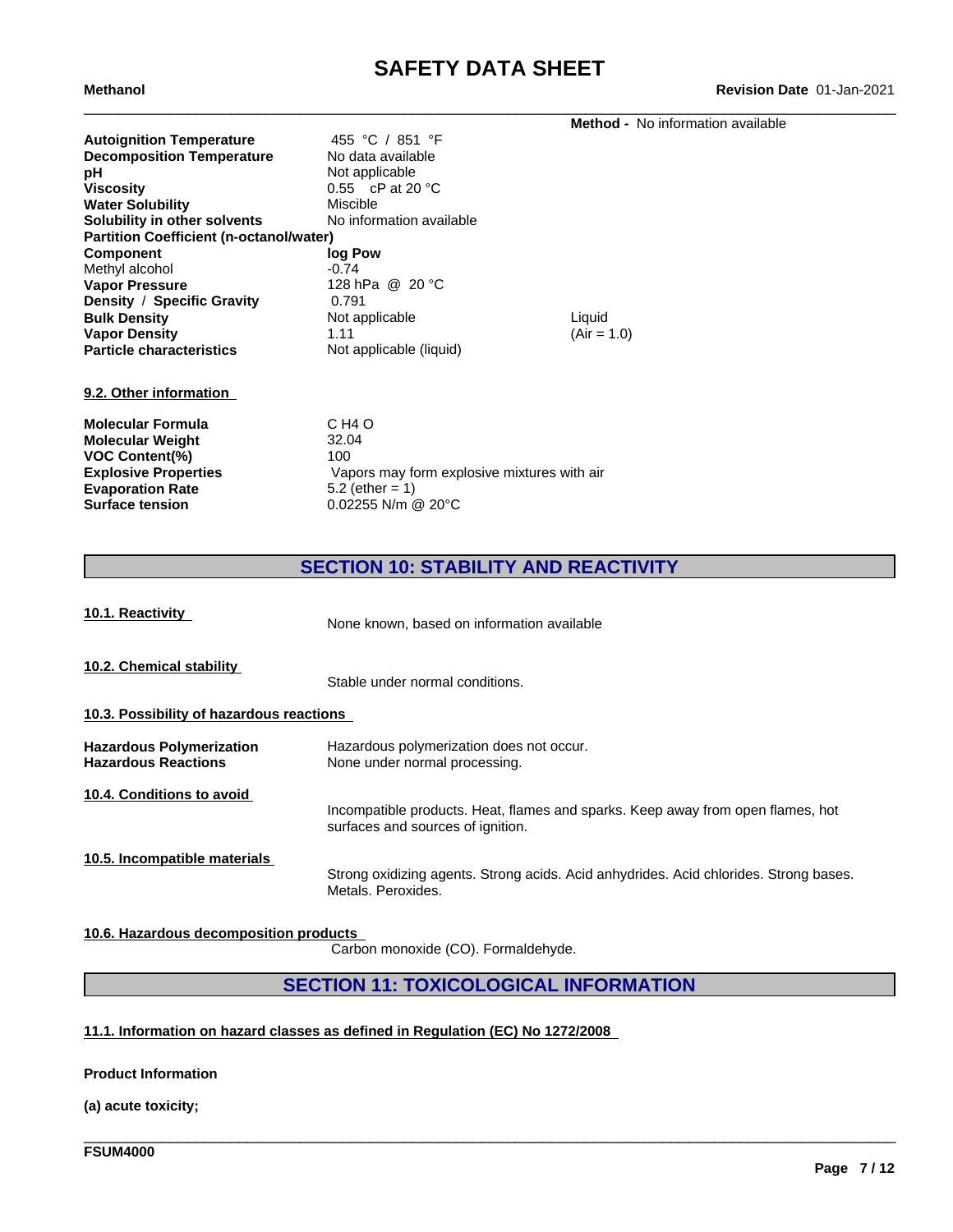**Method -** No information available

| | | |
|---|---|---|
| **Autoignition Temperature** | 455 °C / 851 °F | |
| **Decomposition Temperature** | No data available | |
| **pH** | Not applicable | |
| **Viscosity** | 0.55 cP at 20 °C | |
| **Water Solubility** | Miscible | |
| **Solubility in other solvents** | No information available | |
| **Partition Coefficient (n-octanol/water)** | | |
| **Component** | **log Pow** | |
| Methyl alcohol | -0.74 | |
| **Vapor Pressure** | 128 hPa @ 20 °C | |
| **Density / Specific Gravity** | 0.791 | |
| **Bulk Density** | Not applicable | Liquid |
| **Vapor Density** | 1.11 | (Air = 1.0) |
| **Particle characteristics** | Not applicable (liquid) | |

### 9.2. Other information

| | |
|---|---|
| **Molecular Formula** | C H4 O |
| **Molecular Weight** | 32.04 |
| **VOC Content(%)** | 100 |
| **Explosive Properties** | Vapors may form explosive mixtures with air |
| **Evaporation Rate** | 5.2 (ether = 1) |
| **Surface tension** | 0.02255 N/m @ 20°C |

## SECTION 10: STABILITY AND REACTIVITY

### 10.1. Reactivity

None known, based on information available

### 10.2. Chemical stability

Stable under normal conditions.

### 10.3. Possibility of hazardous reactions

**Hazardous Polymerization** Hazardous polymerization does not occur.

**Hazardous Reactions** None under normal processing.

### 10.4. Conditions to avoid

Incompatible products. Heat, flames and sparks. Keep away from open flames, hot surfaces and sources of ignition.

### 10.5. Incompatible materials

Strong oxidizing agents. Strong acids. Acid anhydrides. Acid chlorides. Strong bases. Metals. Peroxides.

### 10.6. Hazardous decomposition products

Carbon monoxide (CO). Formaldehyde.

## SECTION 11: TOXICOLOGICAL INFORMATION

### 11.1. Information on hazard classes as defined in Regulation (EC) No 1272/2008

**Product Information**

**(a) acute toxicity;**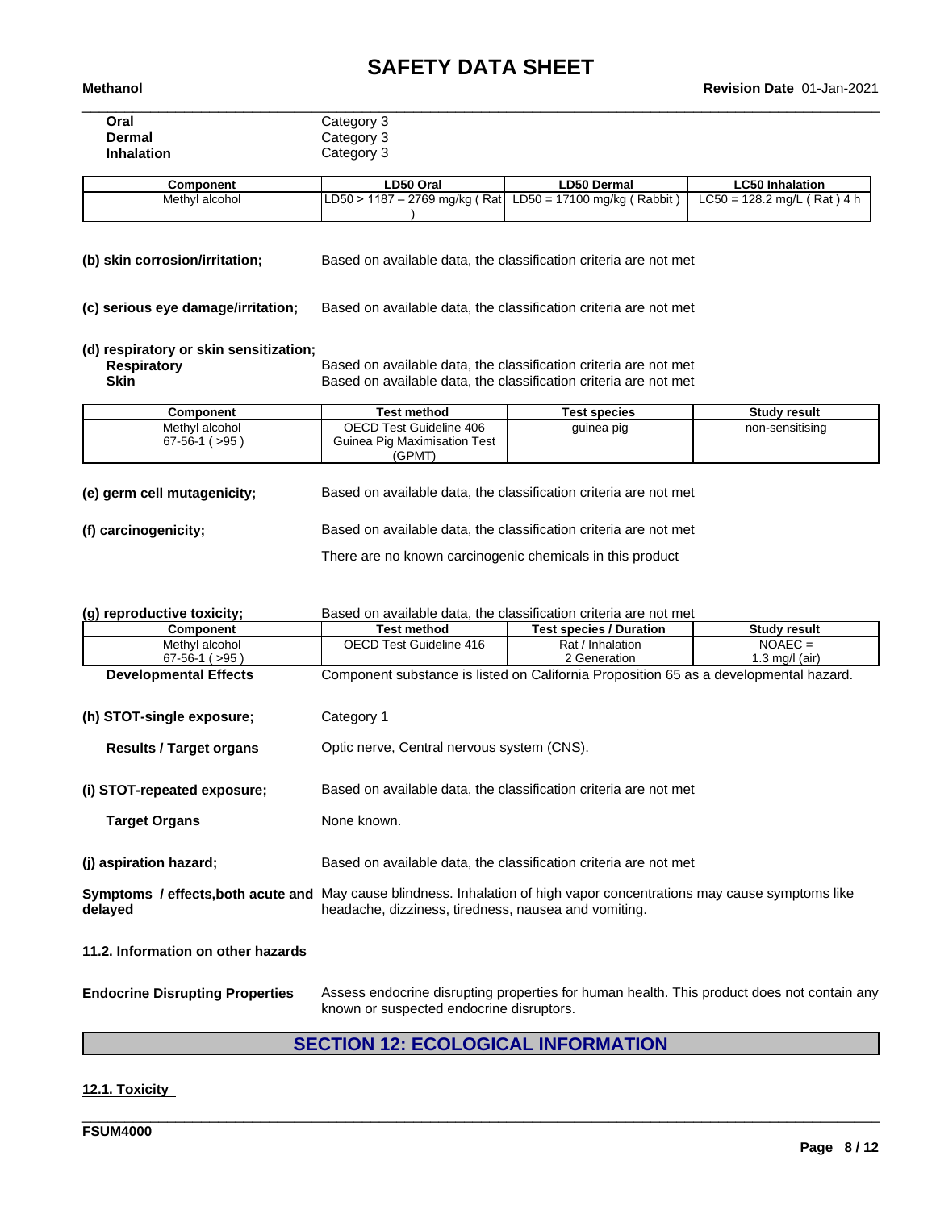| | |
|---|---|
| **Oral** | Category 3 |
| **Dermal** | Category 3 |
| **Inhalation** | Category 3 |

| Component | LD50 Oral | LD50 Dermal | LC50 Inhalation |
|---|---|---|---|
| Methyl alcohol | LD50 > 1187 – 2769 mg/kg ( Rat ) | LD50 = 17100 mg/kg ( Rabbit ) | LC50 = 128.2 mg/L ( Rat ) 4 h |

**(b) skin corrosion/irritation;** Based on available data, the classification criteria are not met

**(c) serious eye damage/irritation;** Based on available data, the classification criteria are not met

**(d) respiratory or skin sensitization;**

| | |
|---|---|
| **Respiratory** | Based on available data, the classification criteria are not met |
| **Skin** | Based on available data, the classification criteria are not met |

| Component | Test method | Test species | Study result |
|---|---|---|---|
| Methyl alcohol 67-56-1 ( >95 ) | OECD Test Guideline 406 Guinea Pig Maximisation Test (GPMT) | guinea pig | non-sensitising |

**(e) germ cell mutagenicity;** Based on available data, the classification criteria are not met

**(f) carcinogenicity;** Based on available data, the classification criteria are not met

There are no known carcinogenic chemicals in this product

**(g) reproductive toxicity;** Based on available data, the classification criteria are not met

| Component | Test method | Test species / Duration | Study result |
|---|---|---|---|
| Methyl alcohol 67-56-1 ( >95 ) | OECD Test Guideline 416 | Rat / Inhalation 2 Generation | NOAEC = 1.3 mg/l (air) |

**Developmental Effects** Component substance is listed on California Proposition 65 as a developmental hazard.

**(h) STOT-single exposure;** Category 1

**Results / Target organs** Optic nerve, Central nervous system (CNS).

**(i) STOT-repeated exposure;** Based on available data, the classification criteria are not met

**Target Organs** None known.

**(j) aspiration hazard;** Based on available data, the classification criteria are not met

**Symptoms / effects,both acute and delayed** May cause blindness. Inhalation of high vapor concentrations may cause symptoms like headache, dizziness, tiredness, nausea and vomiting.

### 11.2. Information on other hazards

**Endocrine Disrupting Properties** Assess endocrine disrupting properties for human health. This product does not contain any known or suspected endocrine disruptors.

## SECTION 12: ECOLOGICAL INFORMATION

### 12.1. Toxicity

FSUM4000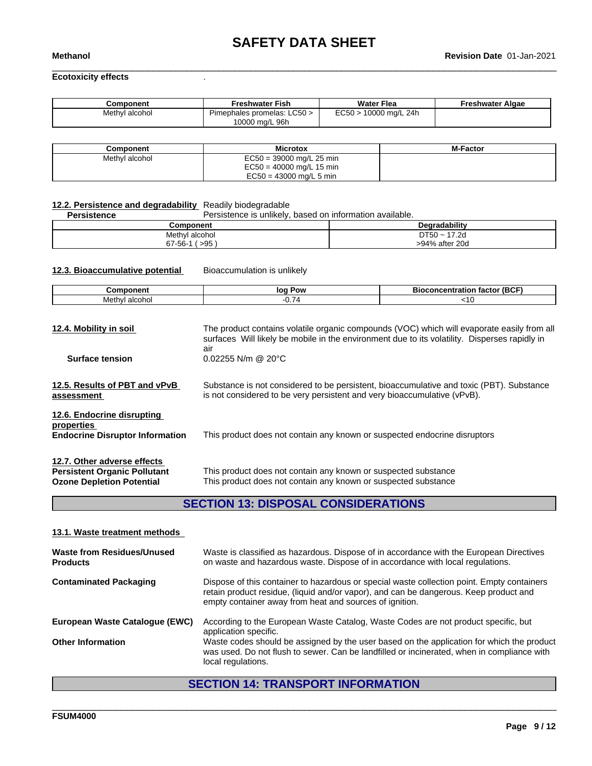**Ecotoxicity effects** .

| Component | Freshwater Fish | Water Flea | Freshwater Algae |
| --- | --- | --- | --- |
| Methyl alcohol | Pimephales promelas: LC50 > 10000 mg/L 96h | EC50 > 10000 mg/L 24h | |

| Component | Microtox | M-Factor |
| --- | --- | --- |
| Methyl alcohol | EC50 = 39000 mg/L 25 min<br>EC50 = 40000 mg/L 15 min<br>EC50 = 43000 mg/L 5 min | |

**12.2. Persistence and degradability** Readily biodegradable

**Persistence** Persistence is unlikely, based on information available.

| Component | Degradability |
| --- | --- |
| Methyl alcohol<br>67-56-1 ( >95 ) | DT50 ~ 17.2d<br>>94% after 20d |

**12.3. Bioaccumulative potential** Bioaccumulation is unlikely

| Component | log Pow | Bioconcentration factor (BCF) |
| --- | --- | --- |
| Methyl alcohol | -0.74 | <10 |

**12.4. Mobility in soil** The product contains volatile organic compounds (VOC) which will evaporate easily from all surfaces Will likely be mobile in the environment due to its volatility. Disperses rapidly in air

**Surface tension** 0.02255 N/m @ 20°C

**12.5. Results of PBT and vPvB assessment** Substance is not considered to be persistent, bioaccumulative and toxic (PBT). Substance is not considered to be very persistent and very bioaccumulative (vPvB).

**12.6. Endocrine disrupting properties**

**Endocrine Disruptor Information** This product does not contain any known or suspected endocrine disruptors

**12.7. Other adverse effects**

**Persistent Organic Pollutant** This product does not contain any known or suspected substance

**Ozone Depletion Potential** This product does not contain any known or suspected substance

## SECTION 13: DISPOSAL CONSIDERATIONS

**13.1. Waste treatment methods**

**Waste from Residues/Unused Products** Waste is classified as hazardous. Dispose of in accordance with the European Directives on waste and hazardous waste. Dispose of in accordance with local regulations.

**Contaminated Packaging** Dispose of this container to hazardous or special waste collection point. Empty containers retain product residue, (liquid and/or vapor), and can be dangerous. Keep product and empty container away from heat and sources of ignition.

**European Waste Catalogue (EWC)** According to the European Waste Catalog, Waste Codes are not product specific, but application specific.

**Other Information** Waste codes should be assigned by the user based on the application for which the product was used. Do not flush to sewer. Can be landfilled or incinerated, when in compliance with local regulations.

## SECTION 14: TRANSPORT INFORMATION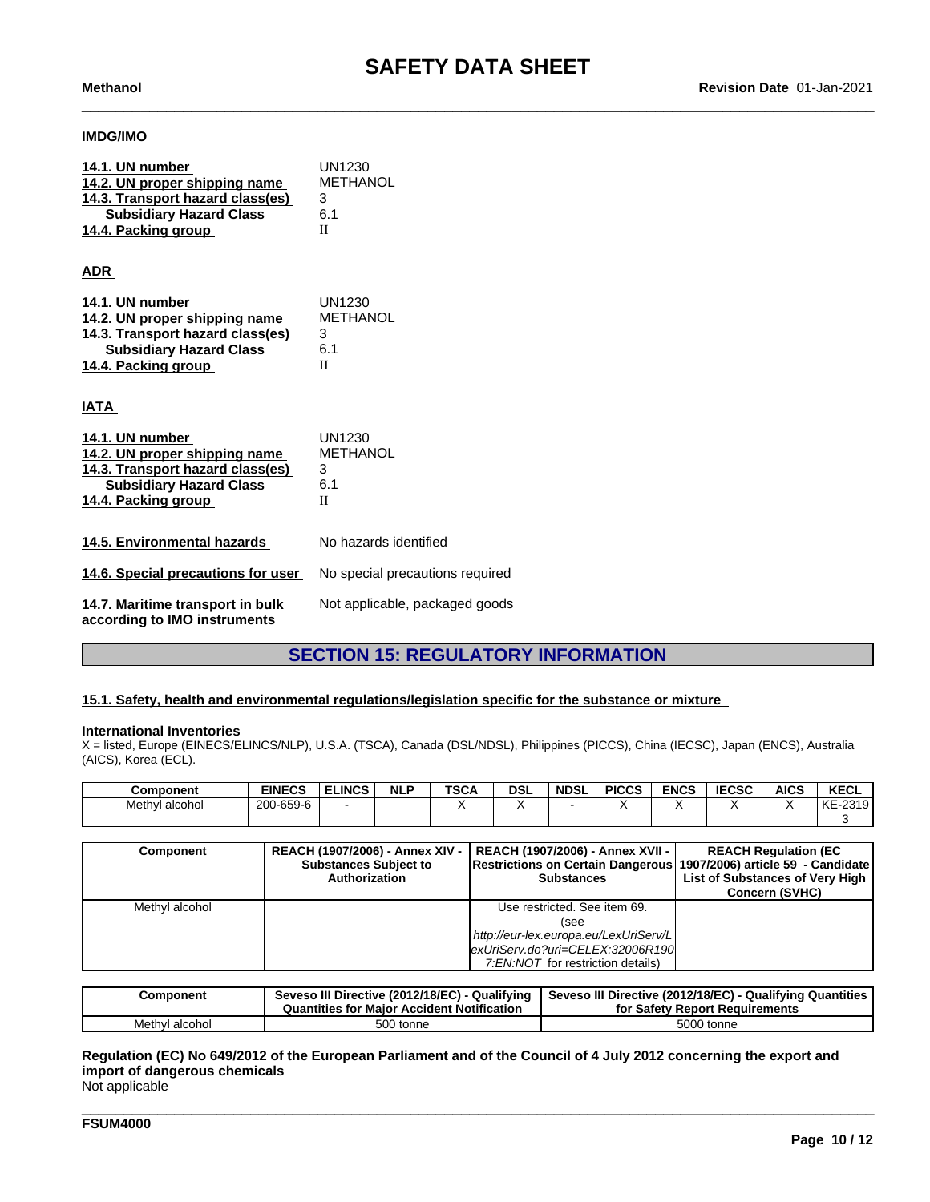**IMDG/IMO**

**14.1. UN number** UN1230
**14.2. UN proper shipping name** METHANOL
**14.3. Transport hazard class(es)** 3
**Subsidiary Hazard Class** 6.1
**14.4. Packing group** II

**ADR**

**14.1. UN number** UN1230
**14.2. UN proper shipping name** METHANOL
**14.3. Transport hazard class(es)** 3
**Subsidiary Hazard Class** 6.1
**14.4. Packing group** II

**IATA**

**14.1. UN number** UN1230
**14.2. UN proper shipping name** METHANOL
**14.3. Transport hazard class(es)** 3
**Subsidiary Hazard Class** 6.1
**14.4. Packing group** II

**14.5. Environmental hazards** No hazards identified

**14.6. Special precautions for user** No special precautions required

**14.7. Maritime transport in bulk according to IMO instruments** Not applicable, packaged goods

## SECTION 15: REGULATORY INFORMATION

**15.1. Safety, health and environmental regulations/legislation specific for the substance or mixture**

**International Inventories**
X = listed, Europe (EINECS/ELINCS/NLP), U.S.A. (TSCA), Canada (DSL/NDSL), Philippines (PICCS), China (IECSC), Japan (ENCS), Australia (AICS), Korea (ECL).

| Component | EINECS | ELINCS | NLP | TSCA | DSL | NDSL | PICCS | ENCS | IECSC | AICS | KECL |
|---|---|---|---|---|---|---|---|---|---|---|---|
| Methyl alcohol | 200-659-6 | - | | X | X | - | X | X | X | X | KE-23193 |

| Component | REACH (1907/2006) - Annex XIV - Substances Subject to Authorization | REACH (1907/2006) - Annex XVII - Restrictions on Certain Dangerous Substances | REACH Regulation (EC 1907/2006) article 59 - Candidate List of Substances of Very High Concern (SVHC) |
|---|---|---|---|
| Methyl alcohol | | Use restricted. See item 69. (see *http://eur-lex.europa.eu/LexUriServ/LexUriServ.do?uri=CELEX:32006R1907:EN:NOT* for restriction details) | |

| Component | Seveso III Directive (2012/18/EC) - Qualifying Quantities for Major Accident Notification | Seveso III Directive (2012/18/EC) - Qualifying Quantities for Safety Report Requirements |
|---|---|---|
| Methyl alcohol | 500 tonne | 5000 tonne |

**Regulation (EC) No 649/2012 of the European Parliament and of the Council of 4 July 2012 concerning the export and import of dangerous chemicals**
Not applicable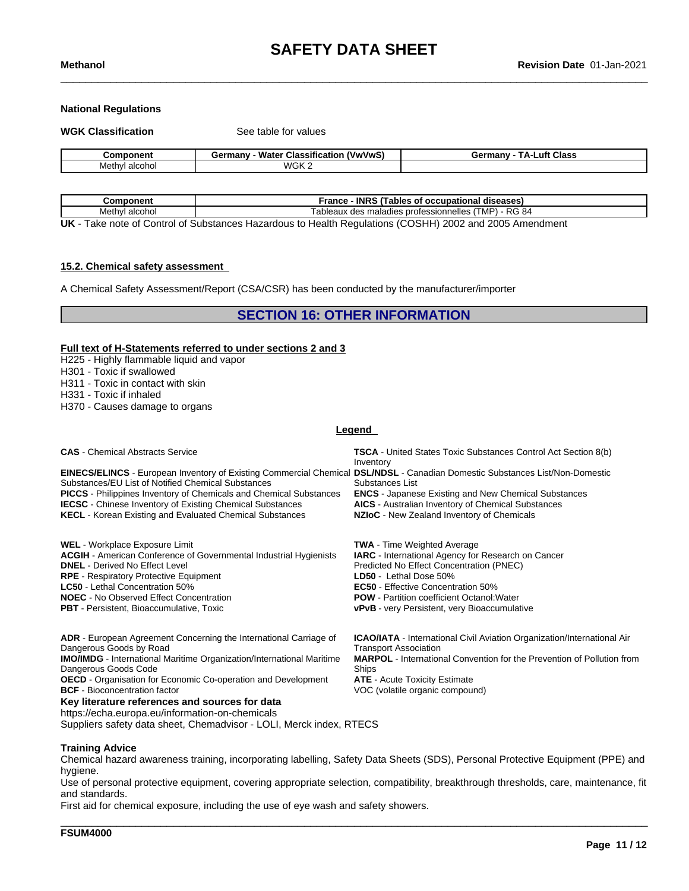**National Regulations**

**WGK Classification** See table for values

| Component | Germany - Water Classification (VwVwS) | Germany - TA-Luft Class |
|---|---|---|
| Methyl alcohol | WGK 2 | |

| Component | France - INRS (Tables of occupational diseases) |
|---|---|
| Methyl alcohol | Tableaux des maladies professionnelles (TMP) - RG 84 |

**UK** - Take note of Control of Substances Hazardous to Health Regulations (COSHH) 2002 and 2005 Amendment

**15.2. Chemical safety assessment**

A Chemical Safety Assessment/Report (CSA/CSR) has been conducted by the manufacturer/importer

## SECTION 16: OTHER INFORMATION

**Full text of H-Statements referred to under sections 2 and 3**

H225 - Highly flammable liquid and vapor
H301 - Toxic if swallowed
H311 - Toxic in contact with skin
H331 - Toxic if inhaled
H370 - Causes damage to organs

**Legend**

**CAS** - Chemical Abstracts Service
**EINECS/ELINCS** - European Inventory of Existing Commercial Chemical Substances/EU List of Notified Chemical Substances
**PICCS** - Philippines Inventory of Chemicals and Chemical Substances
**IECSC** - Chinese Inventory of Existing Chemical Substances
**KECL** - Korean Existing and Evaluated Chemical Substances
**TSCA** - United States Toxic Substances Control Act Section 8(b) Inventory
**DSL/NDSL** - Canadian Domestic Substances List/Non-Domestic Substances List
**ENCS** - Japanese Existing and New Chemical Substances
**AICS** - Australian Inventory of Chemical Substances
**NZIoC** - New Zealand Inventory of Chemicals

**WEL** - Workplace Exposure Limit
**ACGIH** - American Conference of Governmental Industrial Hygienists
**DNEL** - Derived No Effect Level
**RPE** - Respiratory Protective Equipment
**LC50** - Lethal Concentration 50%
**NOEC** - No Observed Effect Concentration
**PBT** - Persistent, Bioaccumulative, Toxic
**TWA** - Time Weighted Average
**IARC** - International Agency for Research on Cancer
Predicted No Effect Concentration (PNEC)
**LD50** - Lethal Dose 50%
**EC50** - Effective Concentration 50%
**POW** - Partition coefficient Octanol:Water
**vPvB** - very Persistent, very Bioaccumulative

**ADR** - European Agreement Concerning the International Carriage of Dangerous Goods by Road
**IMO/IMDG** - International Maritime Organization/International Maritime Dangerous Goods Code
**OECD** - Organisation for Economic Co-operation and Development
**BCF** - Bioconcentration factor
**ICAO/IATA** - International Civil Aviation Organization/International Air Transport Association
**MARPOL** - International Convention for the Prevention of Pollution from Ships
**ATE** - Acute Toxicity Estimate
VOC (volatile organic compound)

**Key literature references and sources for data**
https://echa.europa.eu/information-on-chemicals
Suppliers safety data sheet, Chemadvisor - LOLI, Merck index, RTECS

**Training Advice**
Chemical hazard awareness training, incorporating labelling, Safety Data Sheets (SDS), Personal Protective Equipment (PPE) and hygiene.
Use of personal protective equipment, covering appropriate selection, compatibility, breakthrough thresholds, care, maintenance, fit and standards.
First aid for chemical exposure, including the use of eye wash and safety showers.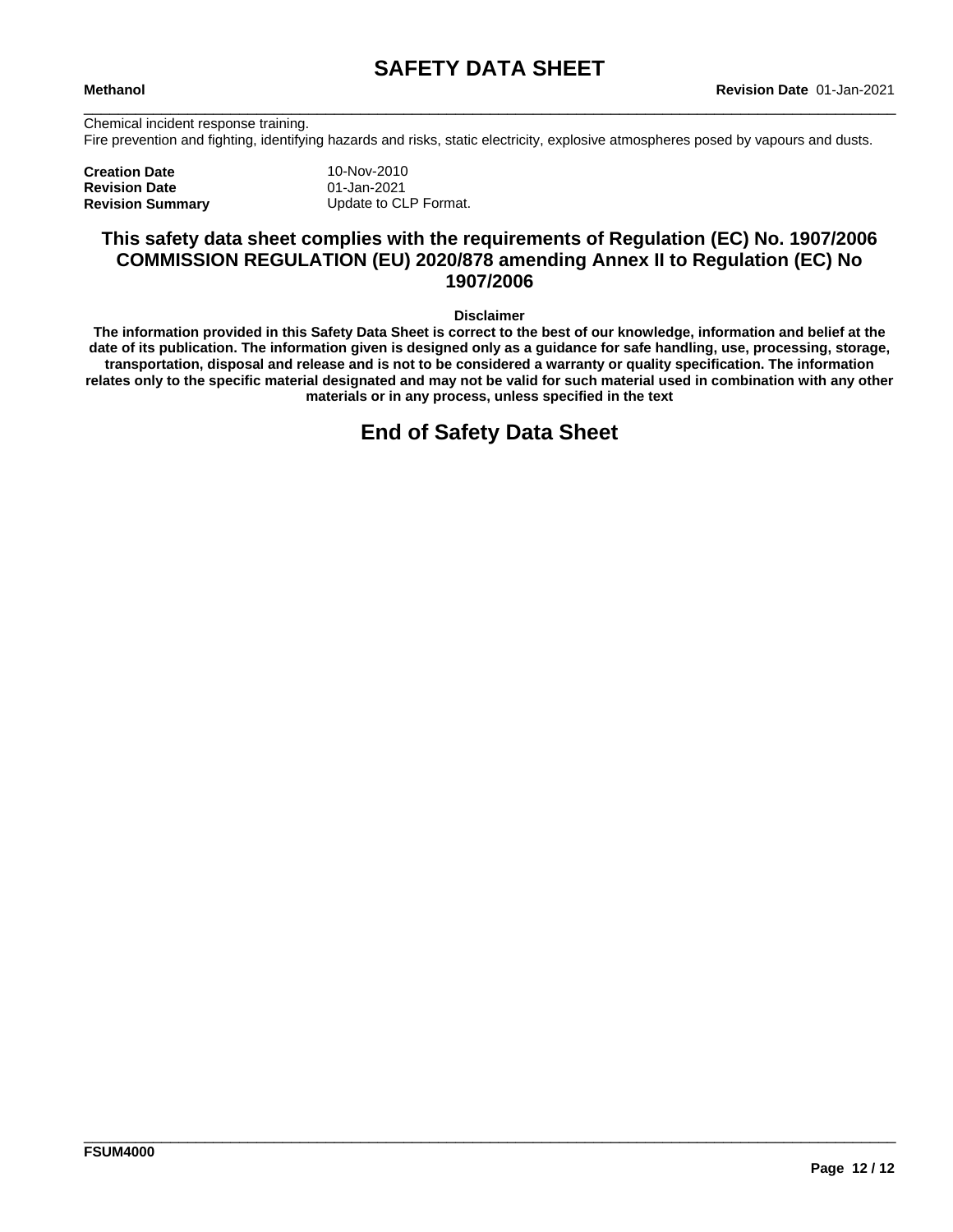Chemical incident response training.
Fire prevention and fighting, identifying hazards and risks, static electricity, explosive atmospheres posed by vapours and dusts.

| | |
|---|---|
| **Creation Date** | 10-Nov-2010 |
| **Revision Date** | 01-Jan-2021 |
| **Revision Summary** | Update to CLP Format. |

## This safety data sheet complies with the requirements of Regulation (EC) No. 1907/2006 COMMISSION REGULATION (EU) 2020/878 amending Annex II to Regulation (EC) No 1907/2006

**Disclaimer**

**The information provided in this Safety Data Sheet is correct to the best of our knowledge, information and belief at the date of its publication. The information given is designed only as a guidance for safe handling, use, processing, storage, transportation, disposal and release and is not to be considered a warranty or quality specification. The information relates only to the specific material designated and may not be valid for such material used in combination with any other materials or in any process, unless specified in the text**

## End of Safety Data Sheet